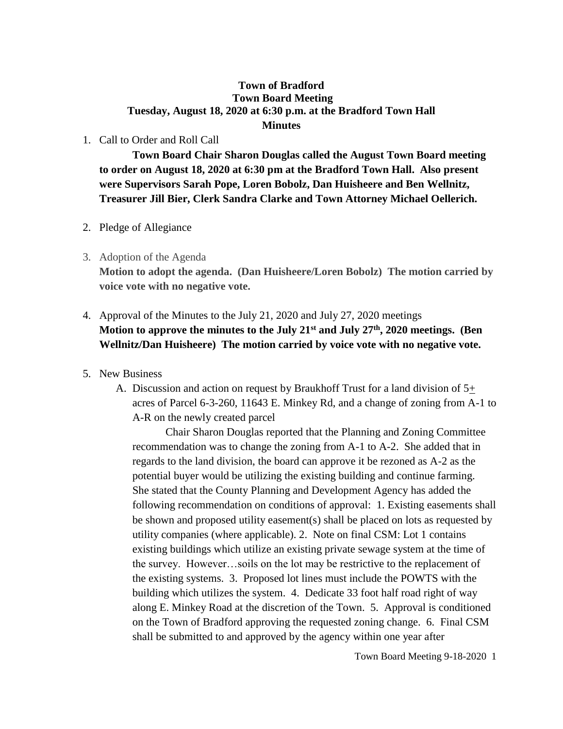**Town of Bradford**
**Town Board Meeting**
**Tuesday, August 18, 2020 at 6:30 p.m. at the Bradford Town Hall**
**Minutes**

1. Call to Order and Roll Call

   **Town Board Chair Sharon Douglas called the August Town Board meeting to order on August 18, 2020 at 6:30 pm at the Bradford Town Hall. Also present were Supervisors Sarah Pope, Loren Bobolz, Dan Huisheere and Ben Wellnitz, Treasurer Jill Bier, Clerk Sandra Clarke and Town Attorney Michael Oellerich.**

2. Pledge of Allegiance

3. Adoption of the Agenda
   **Motion to adopt the agenda. (Dan Huisheere/Loren Bobolz) The motion carried by voice vote with no negative vote.**

4. Approval of the Minutes to the July 21, 2020 and July 27, 2020 meetings
   **Motion to approve the minutes to the July 21st and July 27th, 2020 meetings. (Ben Wellnitz/Dan Huisheere) The motion carried by voice vote with no negative vote.**

5. New Business
   A. Discussion and action on request by Braukhoff Trust for a land division of 5± acres of Parcel 6-3-260, 11643 E. Minkey Rd, and a change of zoning from A-1 to A-R on the newly created parcel

      Chair Sharon Douglas reported that the Planning and Zoning Committee recommendation was to change the zoning from A-1 to A-2. She added that in regards to the land division, the board can approve it be rezoned as A-2 as the potential buyer would be utilizing the existing building and continue farming. She stated that the County Planning and Development Agency has added the following recommendation on conditions of approval: 1. Existing easements shall be shown and proposed utility easement(s) shall be placed on lots as requested by utility companies (where applicable). 2. Note on final CSM: Lot 1 contains existing buildings which utilize an existing private sewage system at the time of the survey. However…soils on the lot may be restrictive to the replacement of the existing systems. 3. Proposed lot lines must include the POWTS with the building which utilizes the system. 4. Dedicate 33 foot half road right of way along E. Minkey Road at the discretion of the Town. 5. Approval is conditioned on the Town of Bradford approving the requested zoning change. 6. Final CSM shall be submitted to and approved by the agency within one year after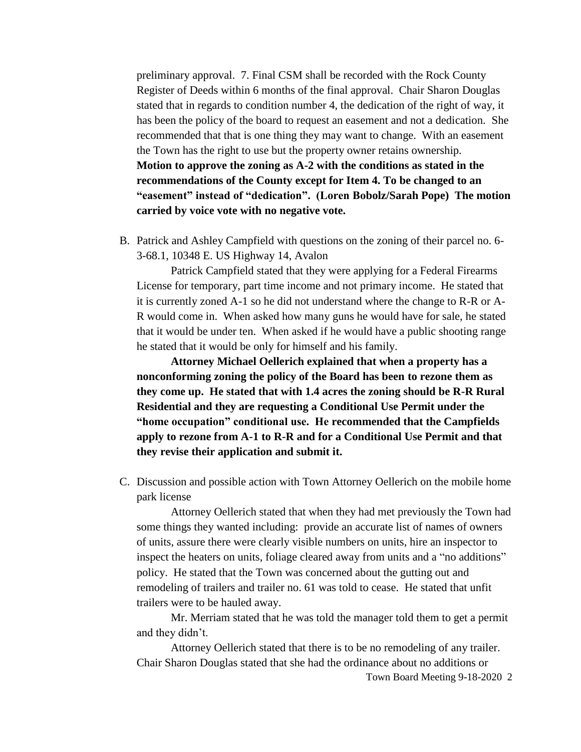preliminary approval. 7. Final CSM shall be recorded with the Rock County Register of Deeds within 6 months of the final approval. Chair Sharon Douglas stated that in regards to condition number 4, the dedication of the right of way, it has been the policy of the board to request an easement and not a dedication. She recommended that that is one thing they may want to change. With an easement the Town has the right to use but the property owner retains ownership. **Motion to approve the zoning as A-2 with the conditions as stated in the recommendations of the County except for Item 4. To be changed to an "easement" instead of "dedication". (Loren Bobolz/Sarah Pope) The motion carried by voice vote with no negative vote.**

B. Patrick and Ashley Campfield with questions on the zoning of their parcel no. 6-3-68.1, 10348 E. US Highway 14, Avalon

Patrick Campfield stated that they were applying for a Federal Firearms License for temporary, part time income and not primary income. He stated that it is currently zoned A-1 so he did not understand where the change to R-R or A-R would come in. When asked how many guns he would have for sale, he stated that it would be under ten. When asked if he would have a public shooting range he stated that it would be only for himself and his family.

**Attorney Michael Oellerich explained that when a property has a nonconforming zoning the policy of the Board has been to rezone them as they come up. He stated that with 1.4 acres the zoning should be R-R Rural Residential and they are requesting a Conditional Use Permit under the "home occupation" conditional use. He recommended that the Campfields apply to rezone from A-1 to R-R and for a Conditional Use Permit and that they revise their application and submit it.**

C. Discussion and possible action with Town Attorney Oellerich on the mobile home park license

Attorney Oellerich stated that when they had met previously the Town had some things they wanted including: provide an accurate list of names of owners of units, assure there were clearly visible numbers on units, hire an inspector to inspect the heaters on units, foliage cleared away from units and a "no additions" policy. He stated that the Town was concerned about the gutting out and remodeling of trailers and trailer no. 61 was told to cease. He stated that unfit trailers were to be hauled away.

Mr. Merriam stated that he was told the manager told them to get a permit and they didn't.

Attorney Oellerich stated that there is to be no remodeling of any trailer. Chair Sharon Douglas stated that she had the ordinance about no additions or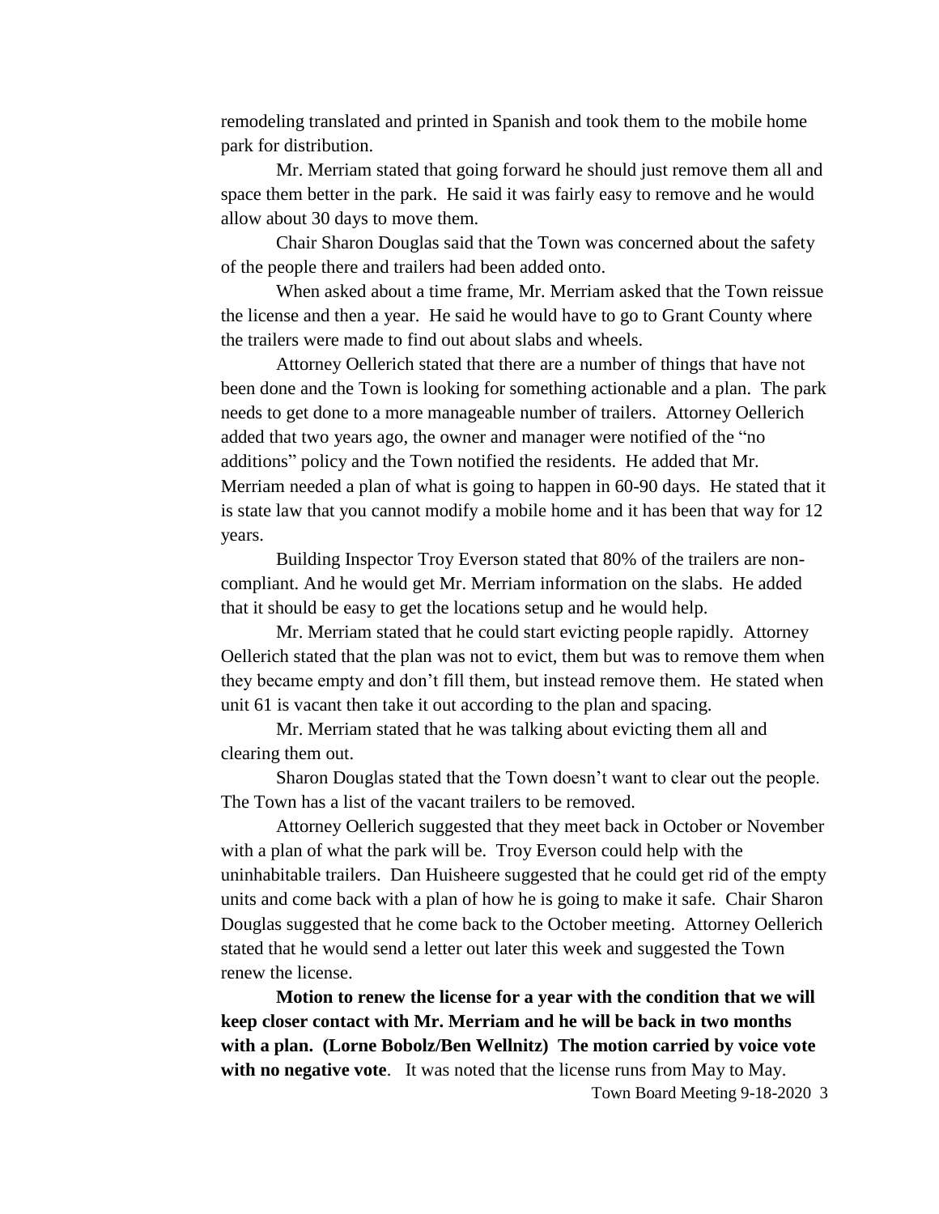remodeling translated and printed in Spanish and took them to the mobile home park for distribution.

Mr. Merriam stated that going forward he should just remove them all and space them better in the park. He said it was fairly easy to remove and he would allow about 30 days to move them.

Chair Sharon Douglas said that the Town was concerned about the safety of the people there and trailers had been added onto.

When asked about a time frame, Mr. Merriam asked that the Town reissue the license and then a year. He said he would have to go to Grant County where the trailers were made to find out about slabs and wheels.

Attorney Oellerich stated that there are a number of things that have not been done and the Town is looking for something actionable and a plan. The park needs to get done to a more manageable number of trailers. Attorney Oellerich added that two years ago, the owner and manager were notified of the "no additions" policy and the Town notified the residents. He added that Mr. Merriam needed a plan of what is going to happen in 60-90 days. He stated that it is state law that you cannot modify a mobile home and it has been that way for 12 years.

Building Inspector Troy Everson stated that 80% of the trailers are non-compliant. And he would get Mr. Merriam information on the slabs. He added that it should be easy to get the locations setup and he would help.

Mr. Merriam stated that he could start evicting people rapidly. Attorney Oellerich stated that the plan was not to evict, them but was to remove them when they became empty and don't fill them, but instead remove them. He stated when unit 61 is vacant then take it out according to the plan and spacing.

Mr. Merriam stated that he was talking about evicting them all and clearing them out.

Sharon Douglas stated that the Town doesn't want to clear out the people. The Town has a list of the vacant trailers to be removed.

Attorney Oellerich suggested that they meet back in October or November with a plan of what the park will be. Troy Everson could help with the uninhabitable trailers. Dan Huisheere suggested that he could get rid of the empty units and come back with a plan of how he is going to make it safe. Chair Sharon Douglas suggested that he come back to the October meeting. Attorney Oellerich stated that he would send a letter out later this week and suggested the Town renew the license.

**Motion to renew the license for a year with the condition that we will keep closer contact with Mr. Merriam and he will be back in two months with a plan. (Lorne Bobolz/Ben Wellnitz) The motion carried by voice vote with no negative vote**. It was noted that the license runs from May to May.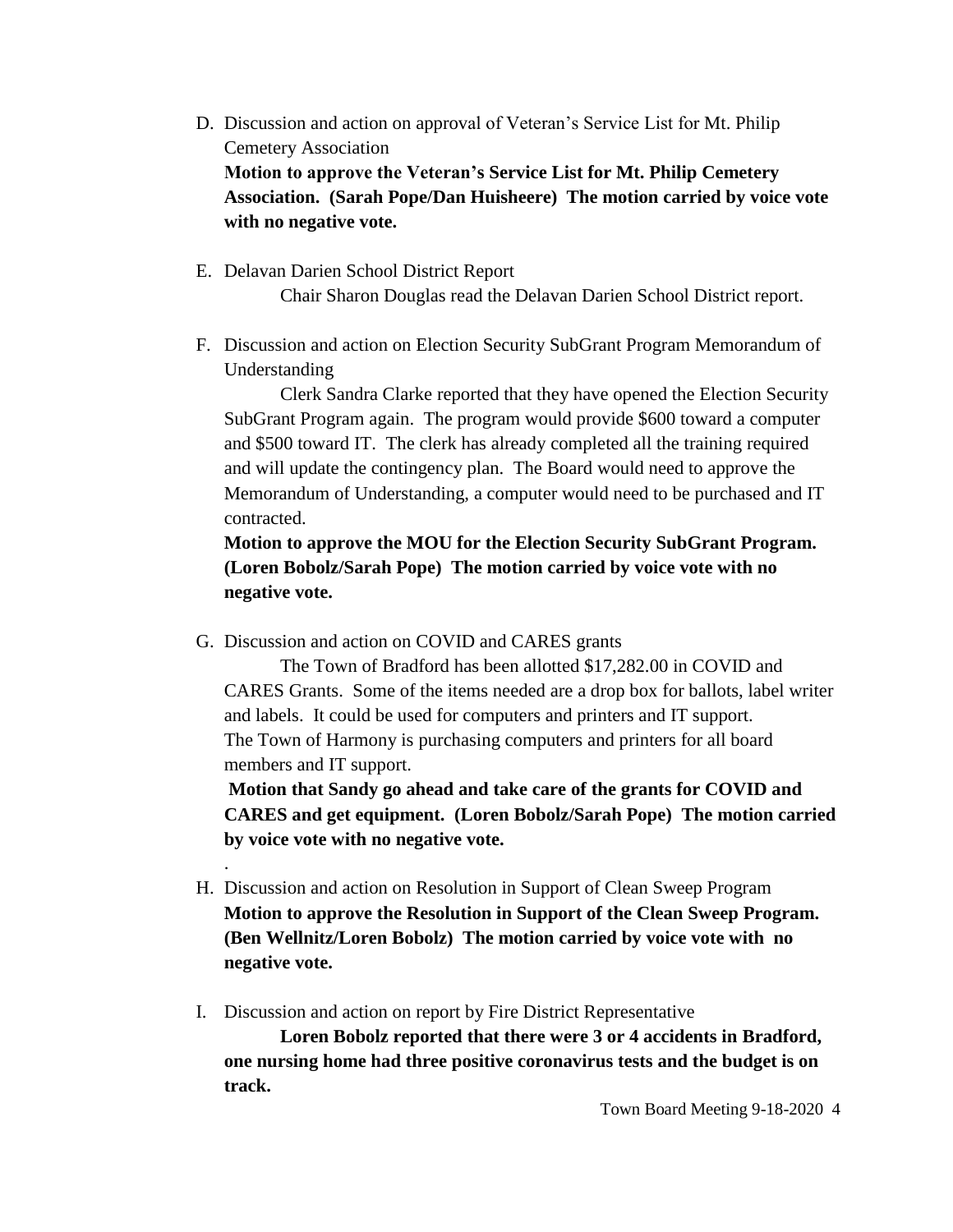D. Discussion and action on approval of Veteran's Service List for Mt. Philip Cemetery Association
   **Motion to approve the Veteran's Service List for Mt. Philip Cemetery Association. (Sarah Pope/Dan Huisheere) The motion carried by voice vote with no negative vote.**

E. Delavan Darien School District Report
   Chair Sharon Douglas read the Delavan Darien School District report.

F. Discussion and action on Election Security SubGrant Program Memorandum of Understanding
   Clerk Sandra Clarke reported that they have opened the Election Security SubGrant Program again. The program would provide $600 toward a computer and $500 toward IT. The clerk has already completed all the training required and will update the contingency plan. The Board would need to approve the Memorandum of Understanding, a computer would need to be purchased and IT contracted.
   **Motion to approve the MOU for the Election Security SubGrant Program. (Loren Bobolz/Sarah Pope) The motion carried by voice vote with no negative vote.**

G. Discussion and action on COVID and CARES grants
   The Town of Bradford has been allotted $17,282.00 in COVID and CARES Grants. Some of the items needed are a drop box for ballots, label writer and labels. It could be used for computers and printers and IT support. The Town of Harmony is purchasing computers and printers for all board members and IT support.
   **Motion that Sandy go ahead and take care of the grants for COVID and CARES and get equipment. (Loren Bobolz/Sarah Pope) The motion carried by voice vote with no negative vote.**

.

H. Discussion and action on Resolution in Support of Clean Sweep Program
   **Motion to approve the Resolution in Support of the Clean Sweep Program. (Ben Wellnitz/Loren Bobolz) The motion carried by voice vote with no negative vote.**

I. Discussion and action on report by Fire District Representative
   **Loren Bobolz reported that there were 3 or 4 accidents in Bradford, one nursing home had three positive coronavirus tests and the budget is on track.**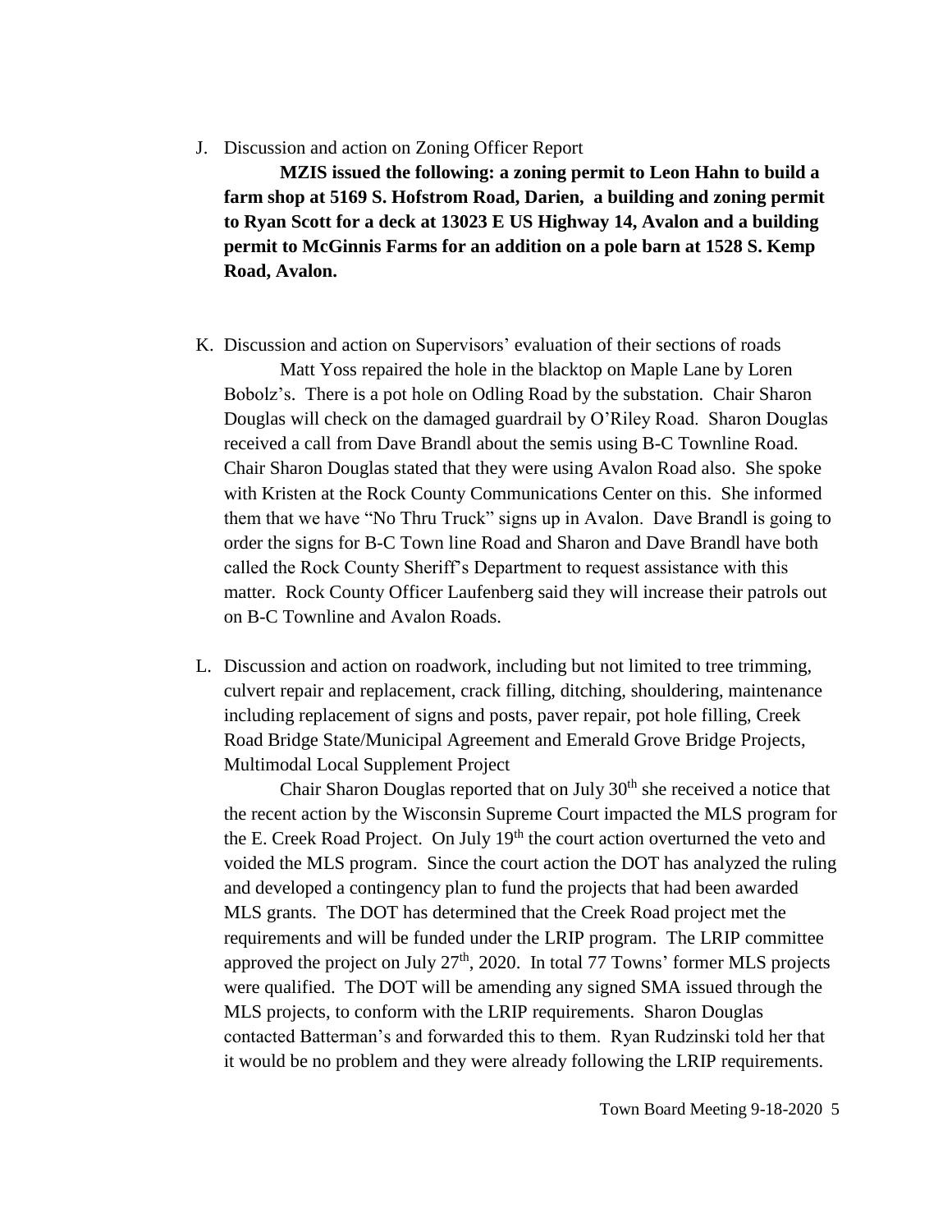J. Discussion and action on Zoning Officer Report

**MZIS issued the following: a zoning permit to Leon Hahn to build a farm shop at 5169 S. Hofstrom Road, Darien, a building and zoning permit to Ryan Scott for a deck at 13023 E US Highway 14, Avalon and a building permit to McGinnis Farms for an addition on a pole barn at 1528 S. Kemp Road, Avalon.**

K. Discussion and action on Supervisors' evaluation of their sections of roads

Matt Yoss repaired the hole in the blacktop on Maple Lane by Loren Bobolz's. There is a pot hole on Odling Road by the substation. Chair Sharon Douglas will check on the damaged guardrail by O'Riley Road. Sharon Douglas received a call from Dave Brandl about the semis using B-C Townline Road. Chair Sharon Douglas stated that they were using Avalon Road also. She spoke with Kristen at the Rock County Communications Center on this. She informed them that we have "No Thru Truck" signs up in Avalon. Dave Brandl is going to order the signs for B-C Town line Road and Sharon and Dave Brandl have both called the Rock County Sheriff's Department to request assistance with this matter. Rock County Officer Laufenberg said they will increase their patrols out on B-C Townline and Avalon Roads.

L. Discussion and action on roadwork, including but not limited to tree trimming, culvert repair and replacement, crack filling, ditching, shouldering, maintenance including replacement of signs and posts, paver repair, pot hole filling, Creek Road Bridge State/Municipal Agreement and Emerald Grove Bridge Projects, Multimodal Local Supplement Project

Chair Sharon Douglas reported that on July 30th she received a notice that the recent action by the Wisconsin Supreme Court impacted the MLS program for the E. Creek Road Project. On July 19th the court action overturned the veto and voided the MLS program. Since the court action the DOT has analyzed the ruling and developed a contingency plan to fund the projects that had been awarded MLS grants. The DOT has determined that the Creek Road project met the requirements and will be funded under the LRIP program. The LRIP committee approved the project on July 27th, 2020. In total 77 Towns' former MLS projects were qualified. The DOT will be amending any signed SMA issued through the MLS projects, to conform with the LRIP requirements. Sharon Douglas contacted Batterman's and forwarded this to them. Ryan Rudzinski told her that it would be no problem and they were already following the LRIP requirements.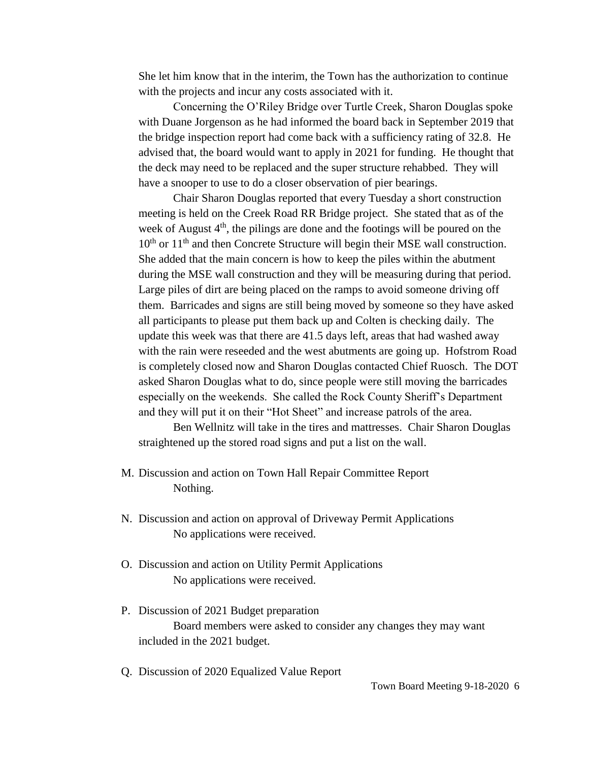She let him know that in the interim, the Town has the authorization to continue with the projects and incur any costs associated with it.

Concerning the O'Riley Bridge over Turtle Creek, Sharon Douglas spoke with Duane Jorgenson as he had informed the board back in September 2019 that the bridge inspection report had come back with a sufficiency rating of 32.8. He advised that, the board would want to apply in 2021 for funding. He thought that the deck may need to be replaced and the super structure rehabbed. They will have a snooper to use to do a closer observation of pier bearings.

Chair Sharon Douglas reported that every Tuesday a short construction meeting is held on the Creek Road RR Bridge project. She stated that as of the week of August 4th, the pilings are done and the footings will be poured on the 10th or 11th and then Concrete Structure will begin their MSE wall construction. She added that the main concern is how to keep the piles within the abutment during the MSE wall construction and they will be measuring during that period. Large piles of dirt are being placed on the ramps to avoid someone driving off them. Barricades and signs are still being moved by someone so they have asked all participants to please put them back up and Colten is checking daily. The update this week was that there are 41.5 days left, areas that had washed away with the rain were reseeded and the west abutments are going up. Hofstrom Road is completely closed now and Sharon Douglas contacted Chief Ruosch. The DOT asked Sharon Douglas what to do, since people were still moving the barricades especially on the weekends. She called the Rock County Sheriff's Department and they will put it on their "Hot Sheet" and increase patrols of the area.

Ben Wellnitz will take in the tires and mattresses. Chair Sharon Douglas straightened up the stored road signs and put a list on the wall.

M. Discussion and action on Town Hall Repair Committee Report

Nothing.

N. Discussion and action on approval of Driveway Permit Applications

No applications were received.

O. Discussion and action on Utility Permit Applications

No applications were received.

P. Discussion of 2021 Budget preparation

Board members were asked to consider any changes they may want included in the 2021 budget.

Q. Discussion of 2020 Equalized Value Report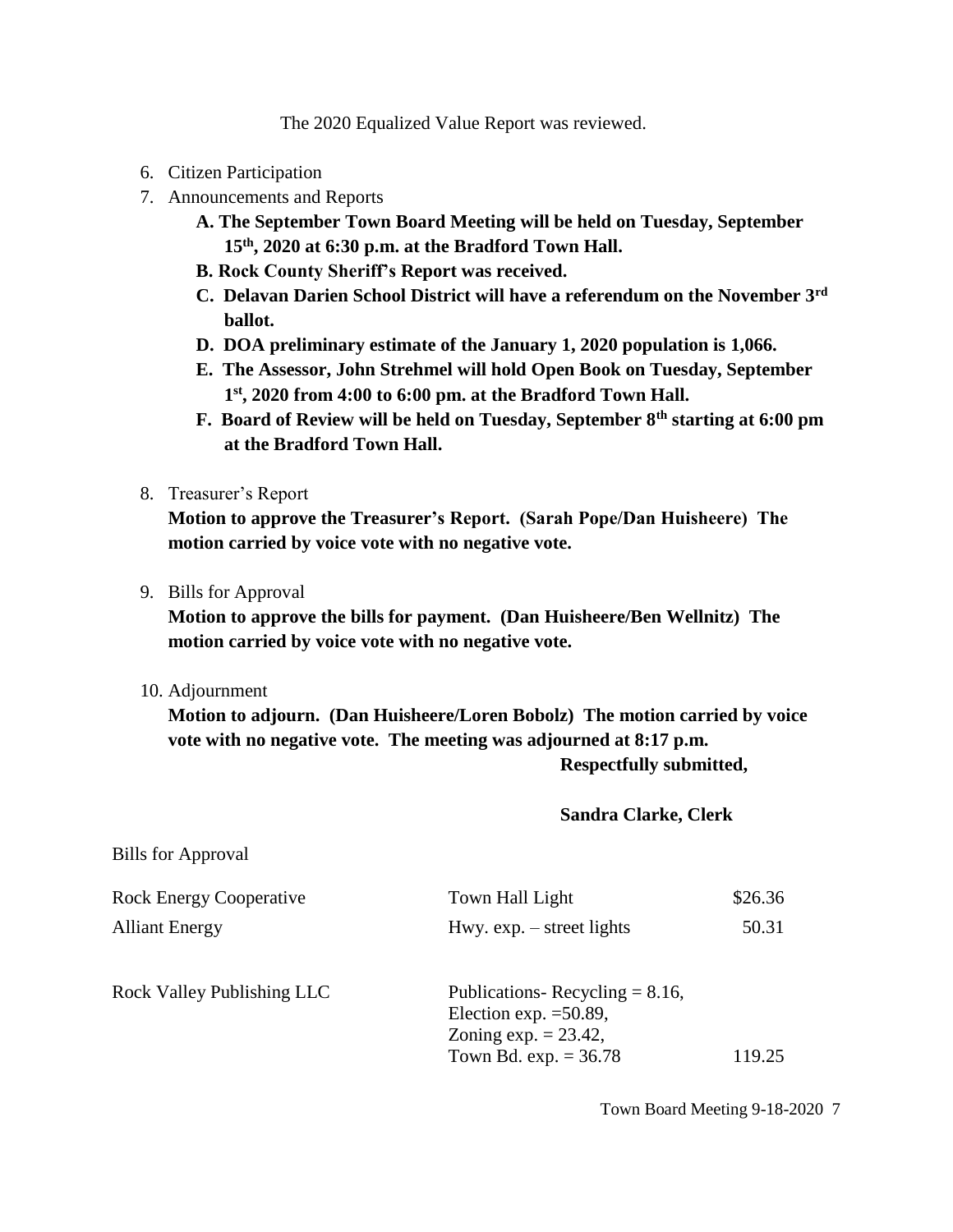The 2020 Equalized Value Report was reviewed.

6. Citizen Participation
7. Announcements and Reports
   - **A. The September Town Board Meeting will be held on Tuesday, September 15th, 2020 at 6:30 p.m. at the Bradford Town Hall.**
   - **B. Rock County Sheriff's Report was received.**
   - **C. Delavan Darien School District will have a referendum on the November 3rd ballot.**
   - **D. DOA preliminary estimate of the January 1, 2020 population is 1,066.**
   - **E. The Assessor, John Strehmel will hold Open Book on Tuesday, September 1st, 2020 from 4:00 to 6:00 pm. at the Bradford Town Hall.**
   - **F. Board of Review will be held on Tuesday, September 8th starting at 6:00 pm at the Bradford Town Hall.**

8. Treasurer's Report

   **Motion to approve the Treasurer's Report. (Sarah Pope/Dan Huisheere) The motion carried by voice vote with no negative vote.**

9. Bills for Approval

   **Motion to approve the bills for payment. (Dan Huisheere/Ben Wellnitz) The motion carried by voice vote with no negative vote.**

10. Adjournment

    **Motion to adjourn. (Dan Huisheere/Loren Bobolz) The motion carried by voice vote with no negative vote. The meeting was adjourned at 8:17 p.m.**

**Respectfully submitted,**

**Sandra Clarke, Clerk**

Bills for Approval

| | | |
|---|---|---|
| Rock Energy Cooperative | Town Hall Light | $26.36 |
| Alliant Energy | Hwy. exp. – street lights | 50.31 |
| Rock Valley Publishing LLC | Publications- Recycling = 8.16, Election exp. =50.89, Zoning exp. = 23.42, Town Bd. exp. = 36.78 | 119.25 |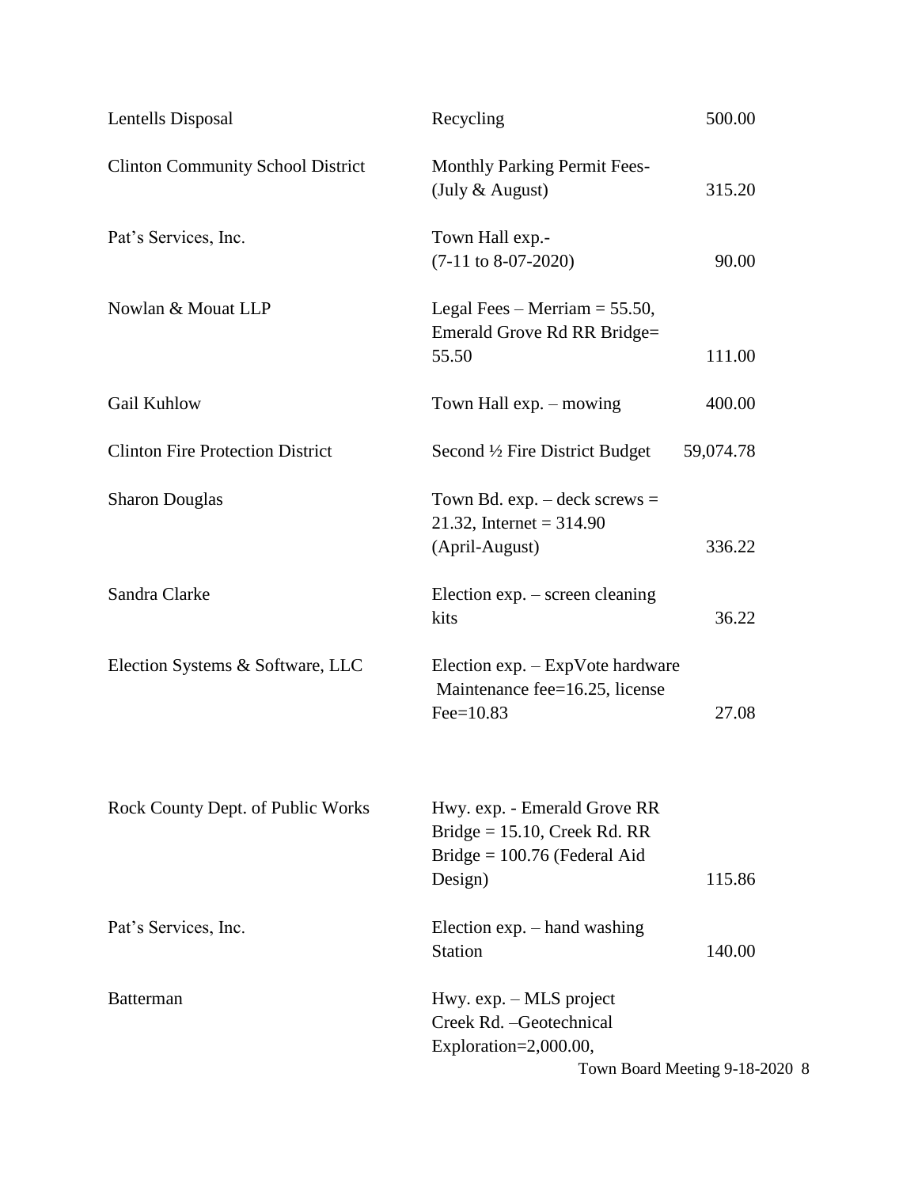| | | |
|---|---|---|
| Lentells Disposal | Recycling | 500.00 |
| Clinton Community School District | Monthly Parking Permit Fees- (July & August) | 315.20 |
| Pat's Services, Inc. | Town Hall exp.- (7-11 to 8-07-2020) | 90.00 |
| Nowlan & Mouat LLP | Legal Fees – Merriam = 55.50, Emerald Grove Rd RR Bridge= 55.50 | 111.00 |
| Gail Kuhlow | Town Hall exp. – mowing | 400.00 |
| Clinton Fire Protection District | Second ½ Fire District Budget | 59,074.78 |
| Sharon Douglas | Town Bd. exp. – deck screws = 21.32, Internet = 314.90 (April-August) | 336.22 |
| Sandra Clarke | Election exp. – screen cleaning kits | 36.22 |
| Election Systems & Software, LLC | Election exp. – ExpVote hardware Maintenance fee=16.25, license Fee=10.83 | 27.08 |
| Rock County Dept. of Public Works | Hwy. exp. - Emerald Grove RR Bridge = 15.10, Creek Rd. RR Bridge = 100.76 (Federal Aid Design) | 115.86 |
| Pat's Services, Inc. | Election exp. – hand washing Station | 140.00 |
| Batterman | Hwy. exp. – MLS project Creek Rd. –Geotechnical Exploration=2,000.00, | |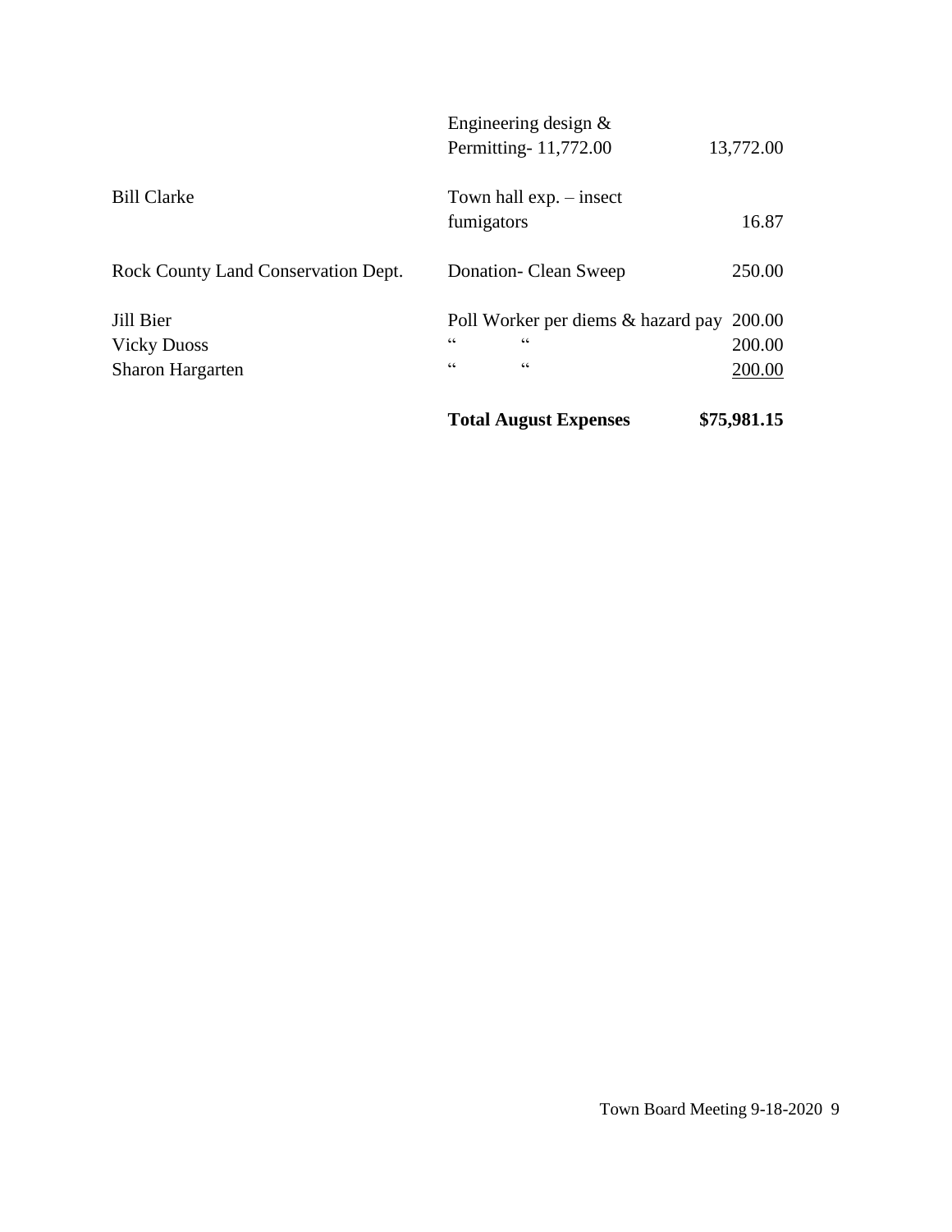| | | |
|---|---|---|
| | Engineering design & Permitting- 11,772.00 | 13,772.00 |
| Bill Clarke | Town hall exp. – insect fumigators | 16.87 |
| Rock County Land Conservation Dept. | Donation- Clean Sweep | 250.00 |
| Jill Bier | Poll Worker per diems & hazard pay | 200.00 |
| Vicky Duoss | " " | 200.00 |
| Sharon Hargarten | " " | 200.00 |
| | **Total August Expenses** | **$75,981.15** |